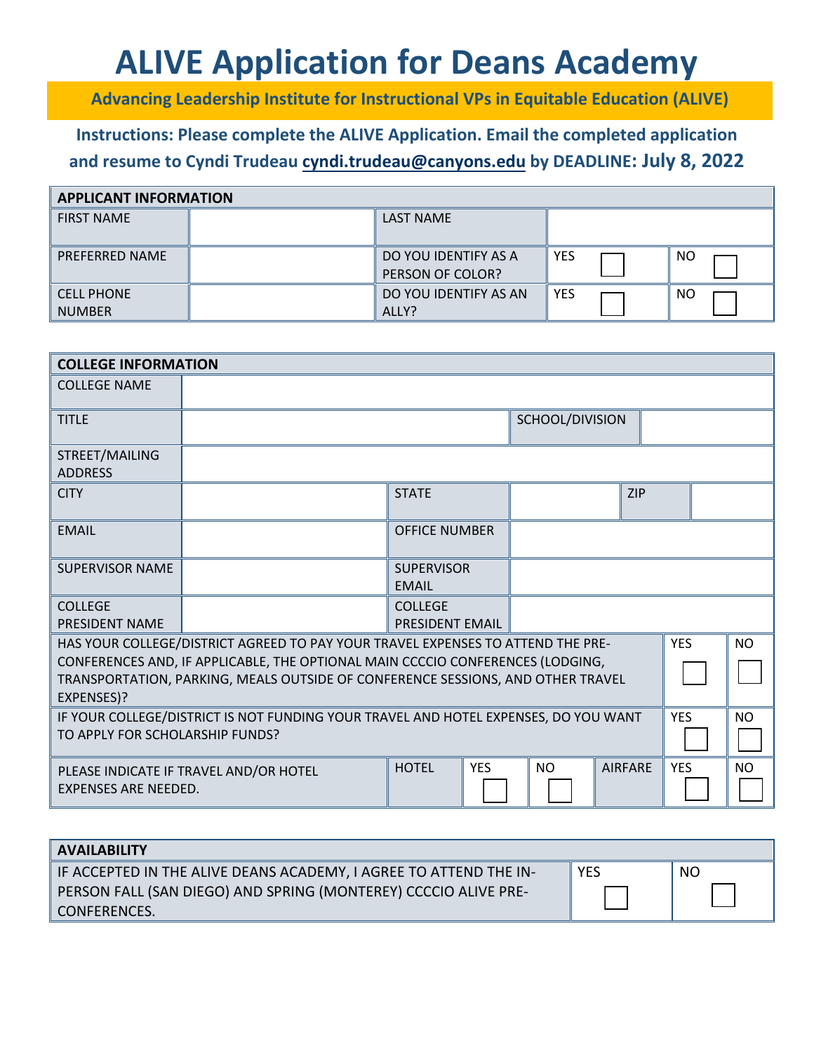# ALIVE Application for Deans Academy

**Advancing Leadership Institute for Instructional VPs in Equitable Education (ALIVE)**

**Instructions: Please complete the ALIVE Application. Email the completed application and resume to Cyndi Trudeau cyndi.trudeau@canyons.edu by DEADLINE: July 8, 2022**

| APPLICANT INFORMATION | | | | |
|---|---|---|---|---|
| FIRST NAME | | LAST NAME | | |
| PREFERRED NAME | | DO YOU IDENTIFY AS A PERSON OF COLOR? | YES ☐ | NO ☐ |
| CELL PHONE NUMBER | | DO YOU IDENTIFY AS AN ALLY? | YES ☐ | NO ☐ |

| COLLEGE INFORMATION | | | | | | | |
|---|---|---|---|---|---|---|---|
| COLLEGE NAME | | | | | | | |
| TITLE | | | SCHOOL/DIVISION | | | | |
| STREET/MAILING ADDRESS | | | | | | | |
| CITY | | STATE | | ZIP | | | |
| EMAIL | | OFFICE NUMBER | | | | | |
| SUPERVISOR NAME | | SUPERVISOR EMAIL | | | | | |
| COLLEGE PRESIDENT NAME | | COLLEGE PRESIDENT EMAIL | | | | | |
| HAS YOUR COLLEGE/DISTRICT AGREED TO PAY YOUR TRAVEL EXPENSES TO ATTEND THE PRE-CONFERENCES AND, IF APPLICABLE, THE OPTIONAL MAIN CCCCIO CONFERENCES (LODGING, TRANSPORTATION, PARKING, MEALS OUTSIDE OF CONFERENCE SESSIONS, AND OTHER TRAVEL EXPENSES)? | | | | | | YES ☐ | NO ☐ |
| IF YOUR COLLEGE/DISTRICT IS NOT FUNDING YOUR TRAVEL AND HOTEL EXPENSES, DO YOU WANT TO APPLY FOR SCHOLARSHIP FUNDS? | | | | | | YES ☐ | NO ☐ |
| PLEASE INDICATE IF TRAVEL AND/OR HOTEL EXPENSES ARE NEEDED. | | HOTEL | YES ☐ | NO ☐ | AIRFARE | YES ☐ | NO ☐ |

| AVAILABILITY | | |
|---|---|---|
| IF ACCEPTED IN THE ALIVE DEANS ACADEMY, I AGREE TO ATTEND THE IN-PERSON FALL (SAN DIEGO) AND SPRING (MONTEREY) CCCCIO ALIVE PRE-CONFERENCES. | YES ☐ | NO ☐ |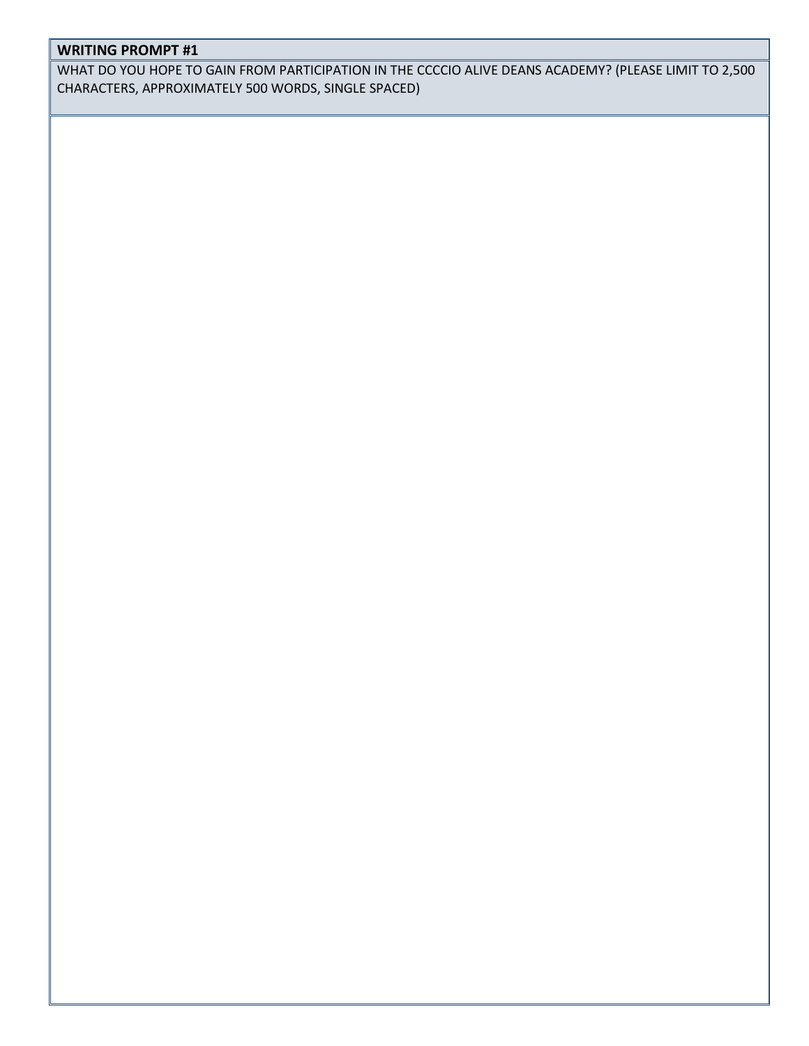**WRITING PROMPT #1**

WHAT DO YOU HOPE TO GAIN FROM PARTICIPATION IN THE CCCCIO ALIVE DEANS ACADEMY? (PLEASE LIMIT TO 2,500 CHARACTERS, APPROXIMATELY 500 WORDS, SINGLE SPACED)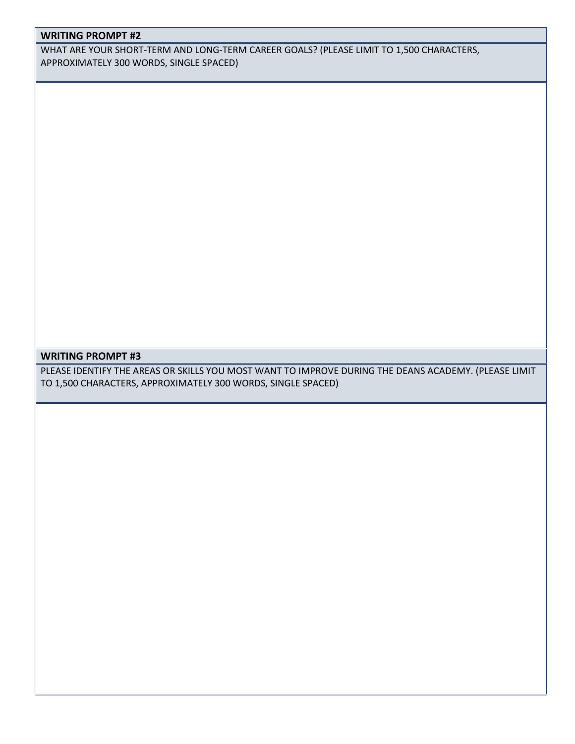| WRITING PROMPT #2 |
| --- |
| WHAT ARE YOUR SHORT-TERM AND LONG-TERM CAREER GOALS? (PLEASE LIMIT TO 1,500 CHARACTERS, APPROXIMATELY 300 WORDS, SINGLE SPACED) |
| |

| WRITING PROMPT #3 |
| --- |
| PLEASE IDENTIFY THE AREAS OR SKILLS YOU MOST WANT TO IMPROVE DURING THE DEANS ACADEMY. (PLEASE LIMIT TO 1,500 CHARACTERS, APPROXIMATELY 300 WORDS, SINGLE SPACED) |
| |